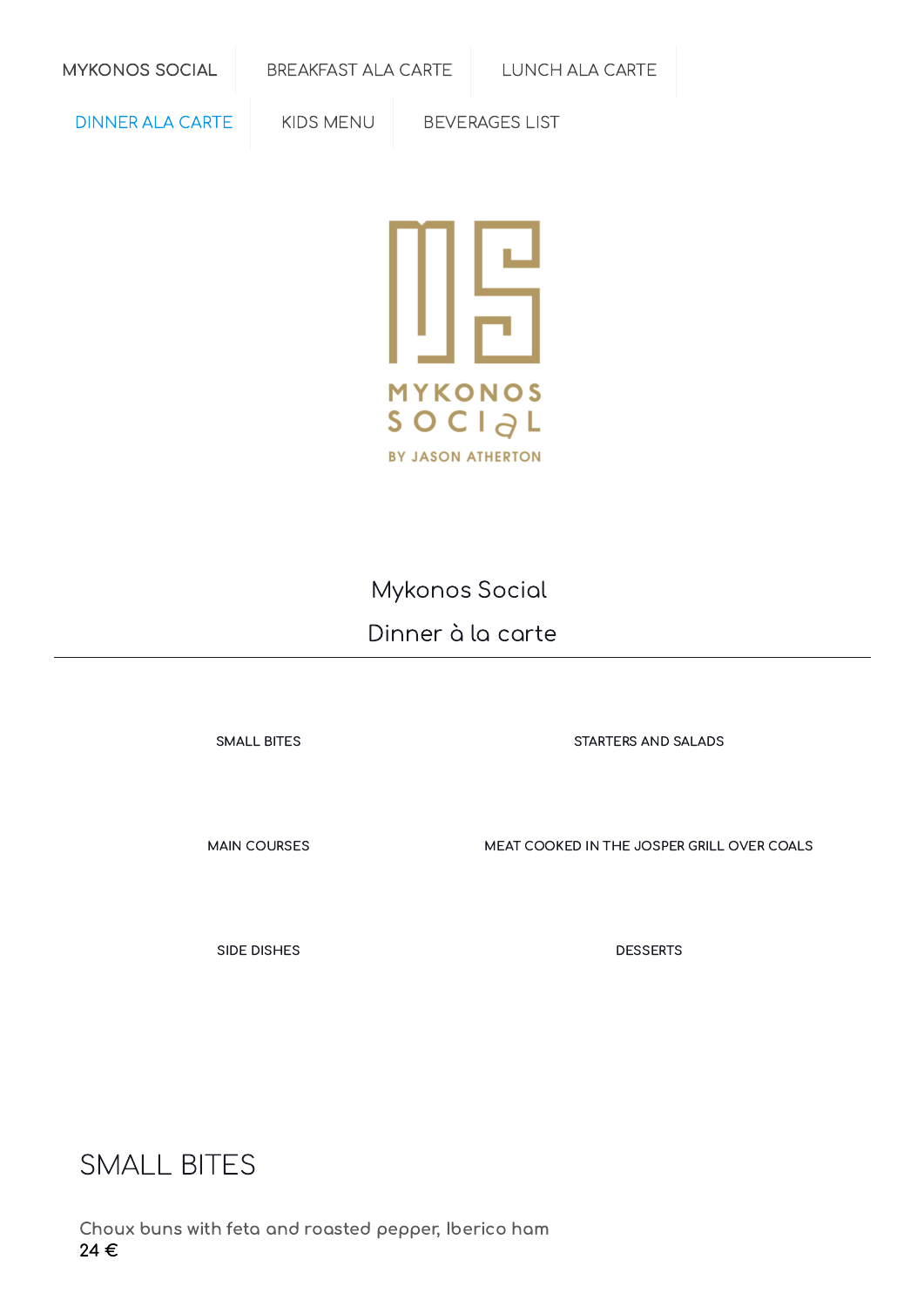MYKONOS SOCIAL | BREAKFAST ALA CARTE | LUNCH ALA CARTE | DINNER ALA CARTE | KIDS MENU | BEVERAGES LIST

MYKONOS SOCIAL
BY JASON ATHERTON

# Mykonos Social

## Dinner à la carte

SMALL BITES

STARTERS AND SALADS

MAIN COURSES

MEAT COOKED IN THE JOSPER GRILL OVER COALS

SIDE DISHES

DESSERTS

## SMALL BITES

Choux buns with feta and roasted pepper, Iberico ham
**24 €**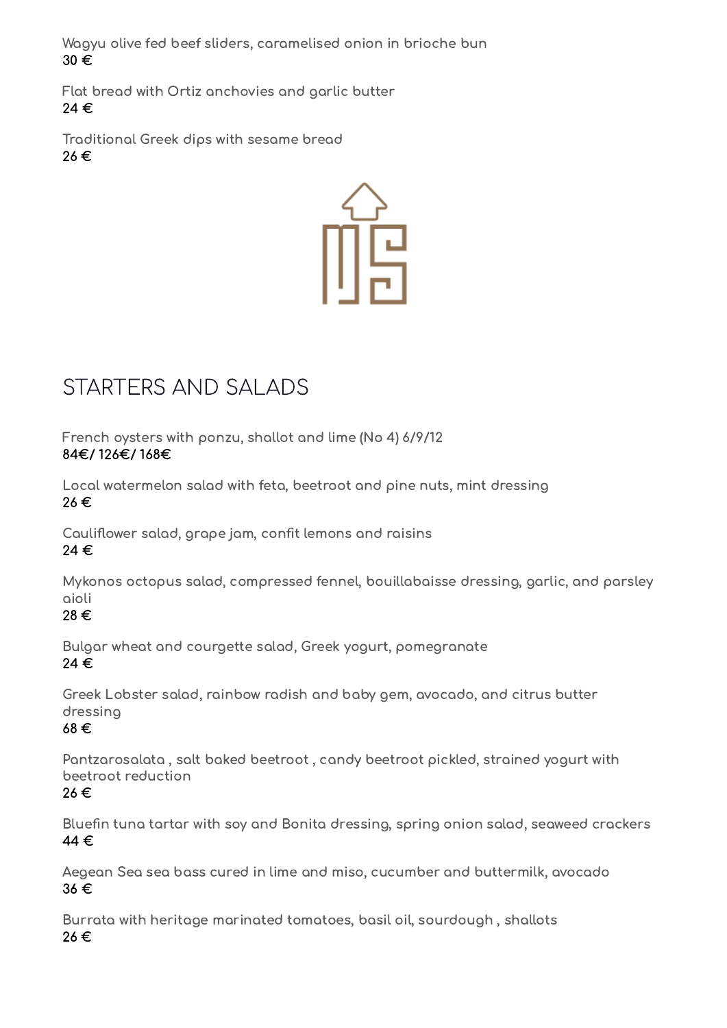Wagyu olive fed beef sliders, caramelised onion in brioche bun
**30 €**

Flat bread with Ortiz anchovies and garlic butter
**24 €**

Traditional Greek dips with sesame bread
**26 €**

# STARTERS AND SALADS

French oysters with ponzu, shallot and lime (No 4) 6/9/12
**84€/ 126€/ 168€**

Local watermelon salad with feta, beetroot and pine nuts, mint dressing
**26 €**

Cauliflower salad, grape jam, confit lemons and raisins
**24 €**

Mykonos octopus salad, compressed fennel, bouillabaisse dressing, garlic, and parsley aioli
**28 €**

Bulgar wheat and courgette salad, Greek yogurt, pomegranate
**24 €**

Greek Lobster salad, rainbow radish and baby gem, avocado, and citrus butter dressing
**68 €**

Pantzarosalata , salt baked beetroot , candy beetroot pickled, strained yogurt with beetroot reduction
**26 €**

Bluefin tuna tartar with soy and Bonita dressing, spring onion salad, seaweed crackers
**44 €**

Aegean Sea sea bass cured in lime and miso, cucumber and buttermilk, avocado
**36 €**

Burrata with heritage marinated tomatoes, basil oil, sourdough , shallots
**26 €**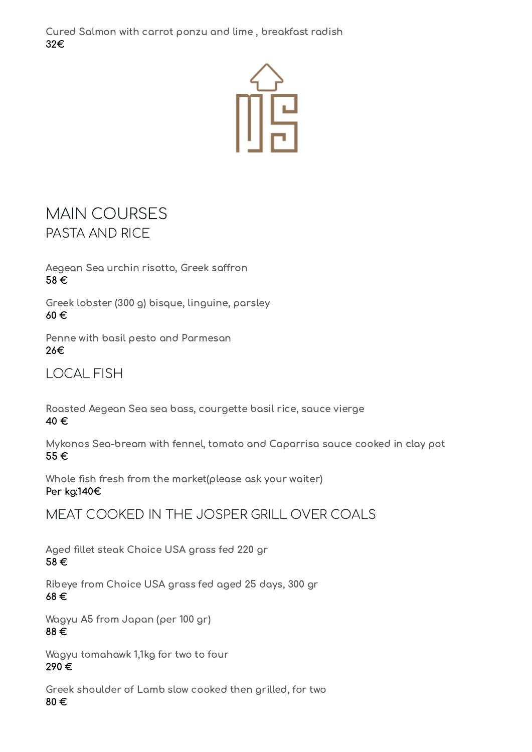Cured Salmon with carrot ponzu and lime , breakfast radish
32€

# MAIN COURSES

## PASTA AND RICE

Aegean Sea urchin risotto, Greek saffron
58 €

Greek lobster (300 g) bisque, linguine, parsley
60 €

Penne with basil pesto and Parmesan
26€

## LOCAL FISH

Roasted Aegean Sea sea bass, courgette basil rice, sauce vierge
40 €

Mykonos Sea-bream with fennel, tomato and Caparrisa sauce cooked in clay pot
55 €

Whole fish fresh from the market(please ask your waiter)
Per kg:140€

## MEAT COOKED IN THE JOSPER GRILL OVER COALS

Aged fillet steak Choice USA grass fed 220 gr
58 €

Ribeye from Choice USA grass fed aged 25 days, 300 gr
68 €

Wagyu A5 from Japan (per 100 gr)
88 €

Wagyu tomahawk 1,1kg for two to four
290 €

Greek shoulder of Lamb slow cooked then grilled, for two
80 €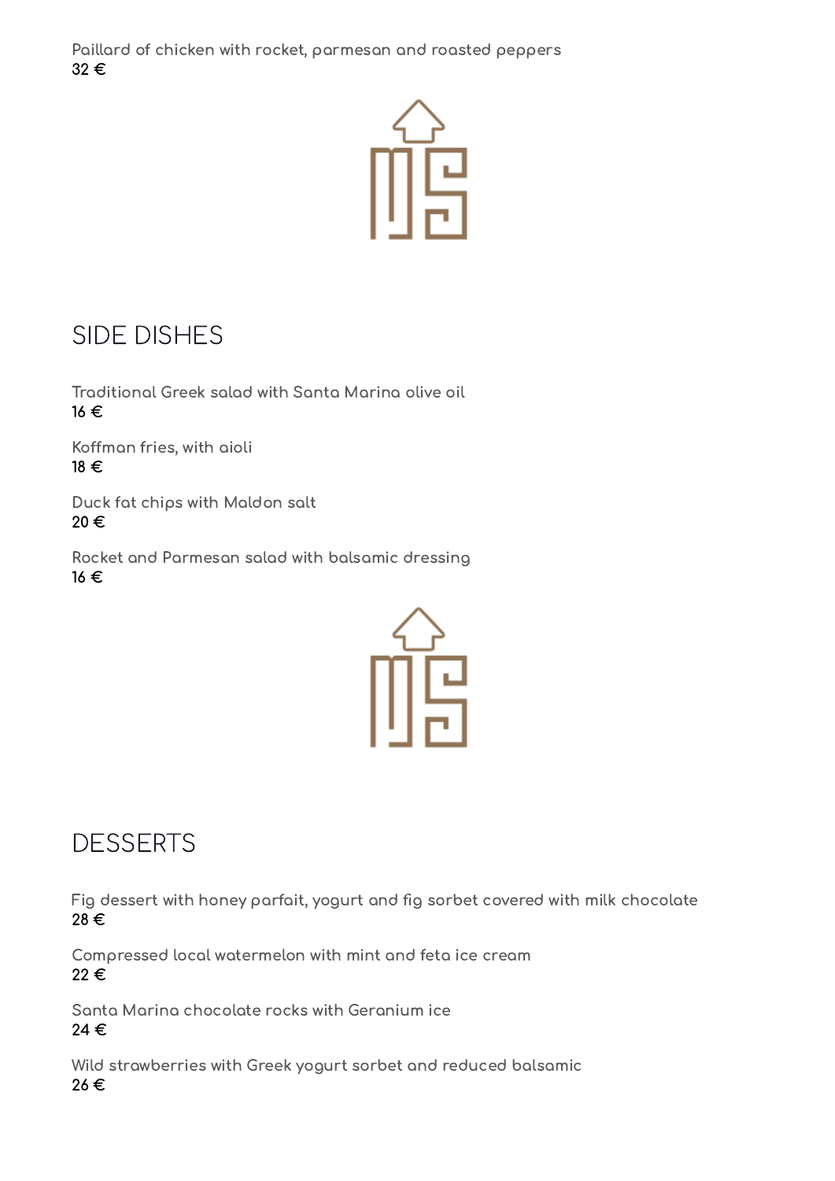Paillard of chicken with rocket, parmesan and roasted peppers
**32 €**

## SIDE DISHES

Traditional Greek salad with Santa Marina olive oil
**16 €**

Koffman fries, with aioli
**18 €**

Duck fat chips with Maldon salt
**20 €**

Rocket and Parmesan salad with balsamic dressing
**16 €**

## DESSERTS

Fig dessert with honey parfait, yogurt and fig sorbet covered with milk chocolate
**28 €**

Compressed local watermelon with mint and feta ice cream
**22 €**

Santa Marina chocolate rocks with Geranium ice
**24 €**

Wild strawberries with Greek yogurt sorbet and reduced balsamic
**26 €**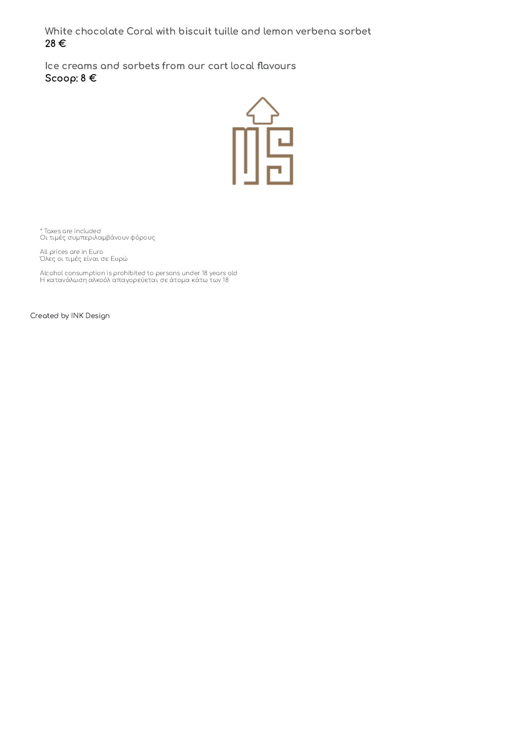**White chocolate Coral with biscuit tuille and lemon verbena sorbet**
**28 €**

**Ice creams and sorbets from our cart local flavours**
**Scoop: 8 €**

* Taxes are included
Οι τιμές συμπεριλαμβάνουν φόρους

All prices are in Euro
Όλες οι τιμές είναι σε Ευρώ

Alcohol consumption is prohibited to persons under 18 years old
Η κατανάλωση αλκοόλ απαγορεύεται σε άτομα κάτω των 18

Created by INK Design